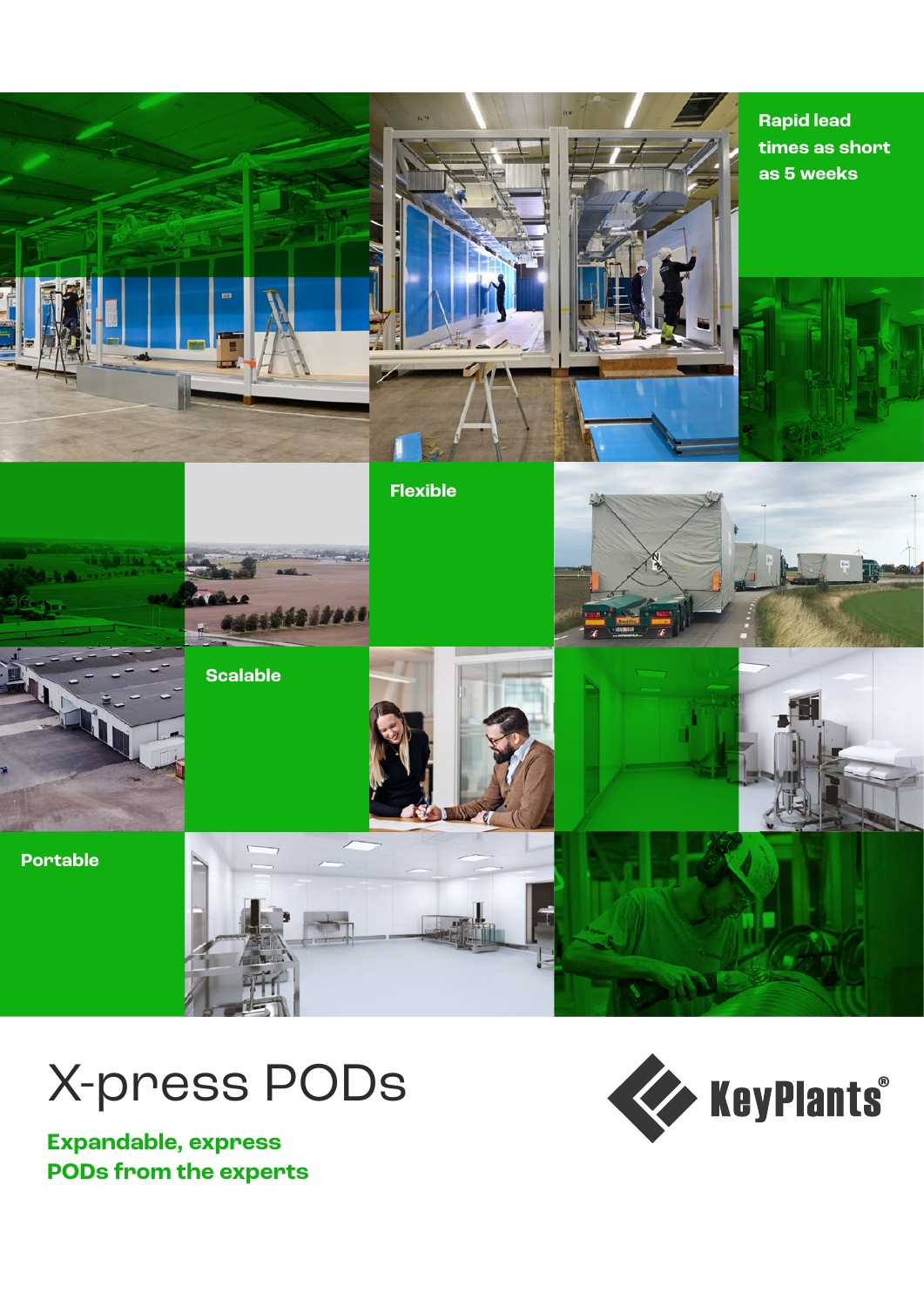Rapid lead times as short as 5 weeks

Flexible

Scalable

Portable

# X-press PODs

**Expandable, express PODs from the experts**

KeyPlants®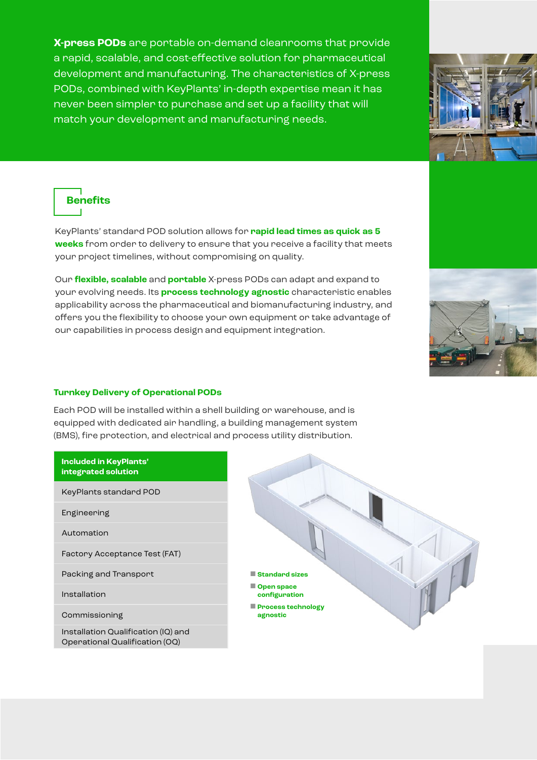**X-press PODs** are portable on-demand cleanrooms that provide a rapid, scalable, and cost-effective solution for pharmaceutical development and manufacturing. The characteristics of X-press PODs, combined with KeyPlants' in-depth expertise mean it has never been simpler to purchase and set up a facility that will match your development and manufacturing needs.

## Benefits

KeyPlants' standard POD solution allows for **rapid lead times as quick as 5 weeks** from order to delivery to ensure that you receive a facility that meets your project timelines, without compromising on quality.

Our **flexible, scalable** and **portable** X-press PODs can adapt and expand to your evolving needs. Its **process technology agnostic** characteristic enables applicability across the pharmaceutical and biomanufacturing industry, and offers you the flexibility to choose your own equipment or take advantage of our capabilities in process design and equipment integration.

### Turnkey Delivery of Operational PODs

Each POD will be installed within a shell building or warehouse, and is equipped with dedicated air handling, a building management system (BMS), fire protection, and electrical and process utility distribution.

| Included in KeyPlants' integrated solution |
|---|
| KeyPlants standard POD |
| Engineering |
| Automation |
| Factory Acceptance Test (FAT) |
| Packing and Transport |
| Installation |
| Commissioning |
| Installation Qualification (IQ) and Operational Qualification (OQ) |

- Standard sizes
- Open space configuration
- Process technology agnostic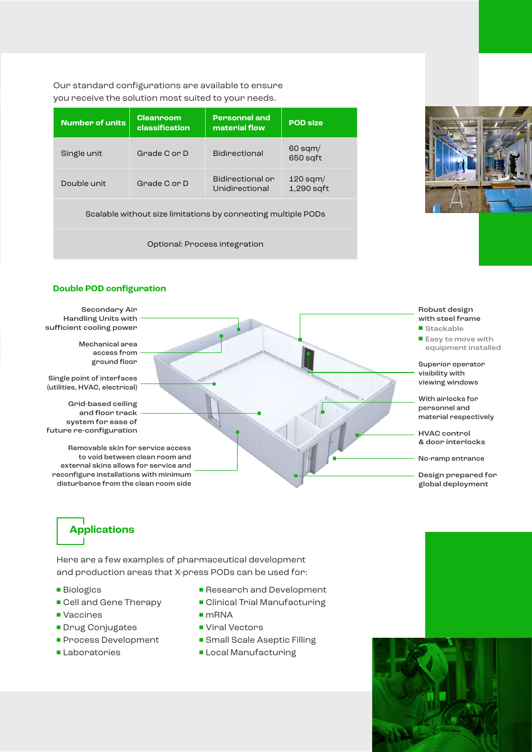Our standard configurations are available to ensure you receive the solution most suited to your needs.

| Number of units | Cleanroom classification | Personnel and material flow | POD size |
|---|---|---|---|
| Single unit | Grade C or D | Bidirectional | 60 sqm/ 650 sqft |
| Double unit | Grade C or D | Bidirectional or Unidirectional | 120 sqm/ 1,290 sqft |
| Scalable without size limitations by connecting multiple PODs | | | |
| Optional: Process integration | | | |

## Double POD configuration

- Secondary Air Handling Units with sufficient cooling power
- Mechanical area access from ground floor
- Single point of interfaces (utilities, HVAC, electrical)
- Grid-based ceiling and floor track system for ease of future re-configuration
- Removable skin for service access to void between clean room and external skins allows for service and reconfigure installations with minimum disturbance from the clean room side
- Robust design with steel frame
  - Stackable
  - Easy to move with equipment installed
- Superior operator visibility with viewing windows
- With airlocks for personnel and material respectively
- HVAC control & door interlocks
- No-ramp entrance
- Design prepared for global deployment

## Applications

Here are a few examples of pharmaceutical development and production areas that X-press PODs can be used for:

- Biologics
- Cell and Gene Therapy
- Vaccines
- Drug Conjugates
- Process Development
- Laboratories
- Research and Development
- Clinical Trial Manufacturing
- mRNA
- Viral Vectors
- Small Scale Aseptic Filling
- Local Manufacturing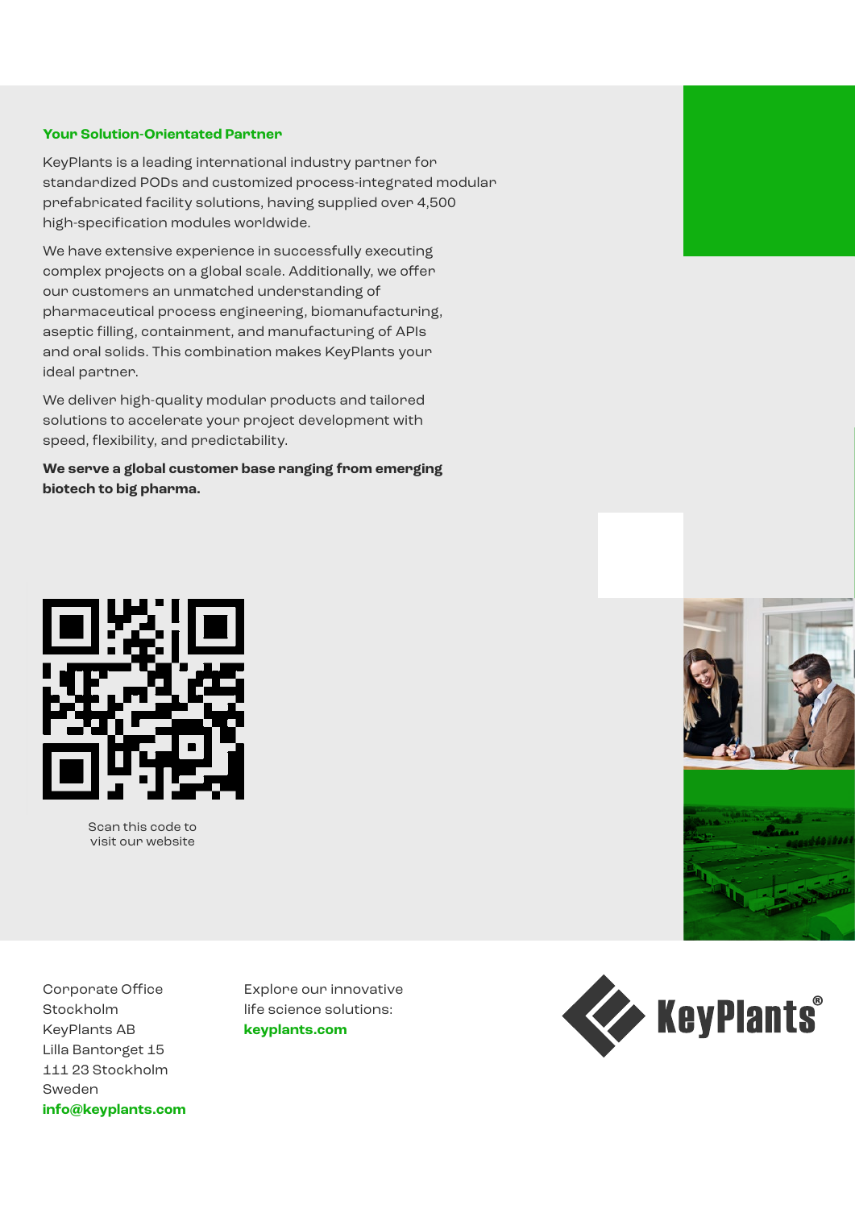## Your Solution-Orientated Partner

KeyPlants is a leading international industry partner for standardized PODs and customized process-integrated modular prefabricated facility solutions, having supplied over 4,500 high-specification modules worldwide.

We have extensive experience in successfully executing complex projects on a global scale. Additionally, we offer our customers an unmatched understanding of pharmaceutical process engineering, biomanufacturing, aseptic filling, containment, and manufacturing of APIs and oral solids. This combination makes KeyPlants your ideal partner.

We deliver high-quality modular products and tailored solutions to accelerate your project development with speed, flexibility, and predictability.

**We serve a global customer base ranging from emerging biotech to big pharma.**

Scan this code to visit our website

Corporate Office
Stockholm
KeyPlants AB
Lilla Bantorget 15
111 23 Stockholm
Sweden
**info@keyplants.com**

Explore our innovative life science solutions:
**keyplants.com**

KeyPlants®